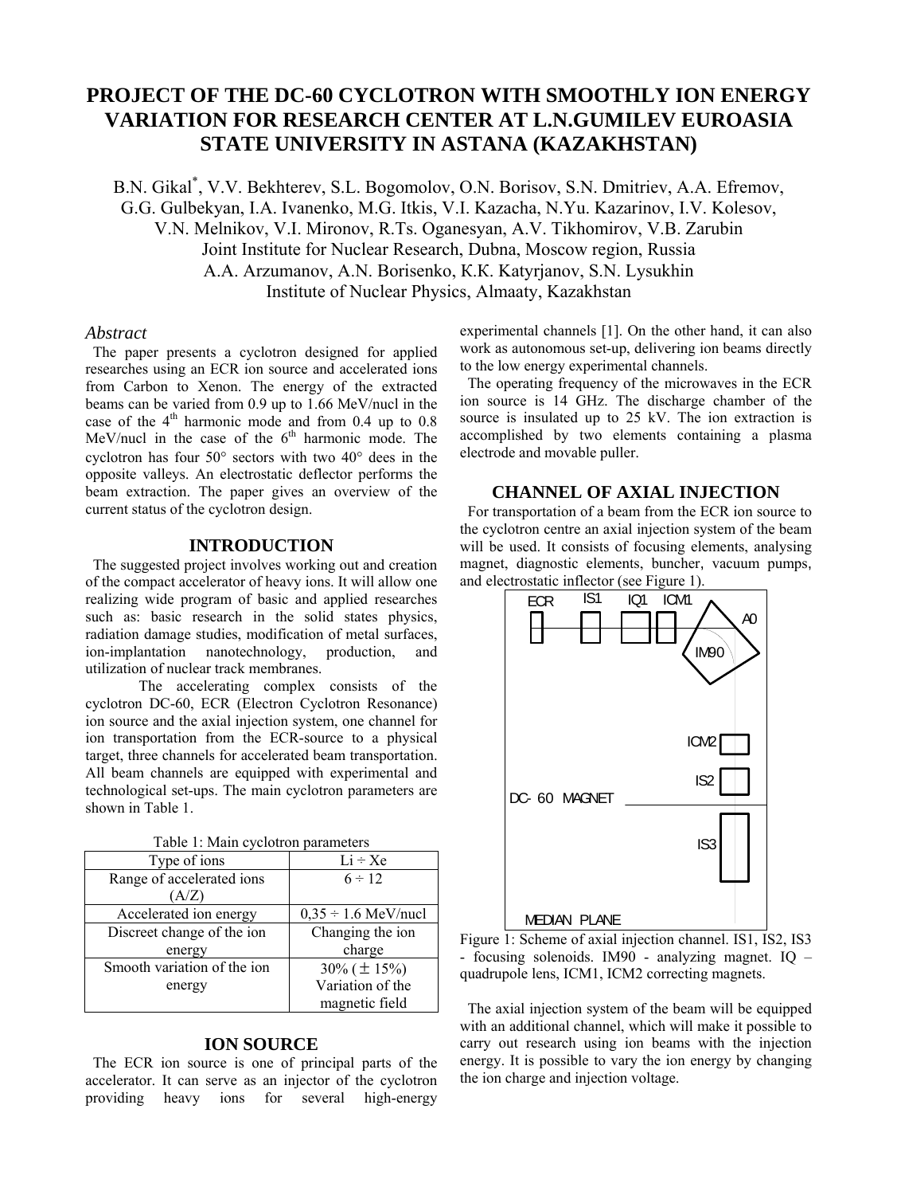# PROJECT OF THE DC-60 CYCLOTRON WITH SMOOTHLY ION ENERGY VARIATION FOR RESEARCH CENTER AT L.N.GUMILEV EUROASIA STATE UNIVERSITY IN ASTANA (KAZAKHSTAN)

B.N. Gikal*, V.V. Bekhterev, S.L. Bogomolov, O.N. Borisov, S.N. Dmitriev, A.A. Efremov, G.G. Gulbekyan, I.A. Ivanenko, M.G. Itkis, V.I. Kazacha, N.Yu. Kazarinov, I.V. Kolesov, V.N. Melnikov, V.I. Mironov, R.Ts. Oganesyan, A.V. Tikhomirov, V.B. Zarubin
Joint Institute for Nuclear Research, Dubna, Moscow region, Russia
A.A. Arzumanov, A.N. Borisenko, K.K. Katyrjanov, S.N. Lysukhin
Institute of Nuclear Physics, Almaaty, Kazakhstan

## *Abstract*

The paper presents a cyclotron designed for applied researches using an ECR ion source and accelerated ions from Carbon to Xenon. The energy of the extracted beams can be varied from 0.9 up to 1.66 MeV/nucl in the case of the 4[th] harmonic mode and from 0.4 up to 0.8 MeV/nucl in the case of the 6[th] harmonic mode. The cyclotron has four 50° sectors with two 40° dees in the opposite valleys. An electrostatic deflector performs the beam extraction. The paper gives an overview of the current status of the cyclotron design.

## INTRODUCTION

The suggested project involves working out and creation of the compact accelerator of heavy ions. It will allow one realizing wide program of basic and applied researches such as: basic research in the solid states physics, radiation damage studies, modification of metal surfaces, ion-implantation nanotechnology, production, and utilization of nuclear track membranes.

The accelerating complex consists of the cyclotron DC-60, ECR (Electron Cyclotron Resonance) ion source and the axial injection system, one channel for ion transportation from the ECR-source to a physical target, three channels for accelerated beam transportation. All beam channels are equipped with experimental and technological set-ups. The main cyclotron parameters are shown in Table 1.

Table 1: Main cyclotron parameters

| Type of ions | Li ÷ Xe |
|---|---|
| Range of accelerated ions (A/Z) | 6 ÷ 12 |
| Accelerated ion energy | 0,35 ÷ 1.6 MeV/nucl |
| Discreet change of the ion energy | Changing the ion charge |
| Smooth variation of the ion energy | 30% (± 15%) Variation of the magnetic field |

## ION SOURCE

The ECR ion source is one of principal parts of the accelerator. It can serve as an injector of the cyclotron providing heavy ions for several high-energy experimental channels [1]. On the other hand, it can also work as autonomous set-up, delivering ion beams directly to the low energy experimental channels.

The operating frequency of the microwaves in the ECR ion source is 14 GHz. The discharge chamber of the source is insulated up to 25 kV. The ion extraction is accomplished by two elements containing a plasma electrode and movable puller.

## CHANNEL OF AXIAL INJECTION

For transportation of a beam from the ECR ion source to the cyclotron centre an axial injection system of the beam will be used. It consists of focusing elements, analysing magnet, diagnostic elements, buncher, vacuum pumps, and electrostatic inflector (see Figure 1).

Figure 1: Scheme of axial injection channel. IS1, IS2, IS3 - focusing solenoids. IM90 - analyzing magnet. IQ – quadrupole lens, ICM1, ICM2 correcting magnets.

The axial injection system of the beam will be equipped with an additional channel, which will make it possible to carry out research using ion beams with the injection energy. It is possible to vary the ion energy by changing the ion charge and injection voltage.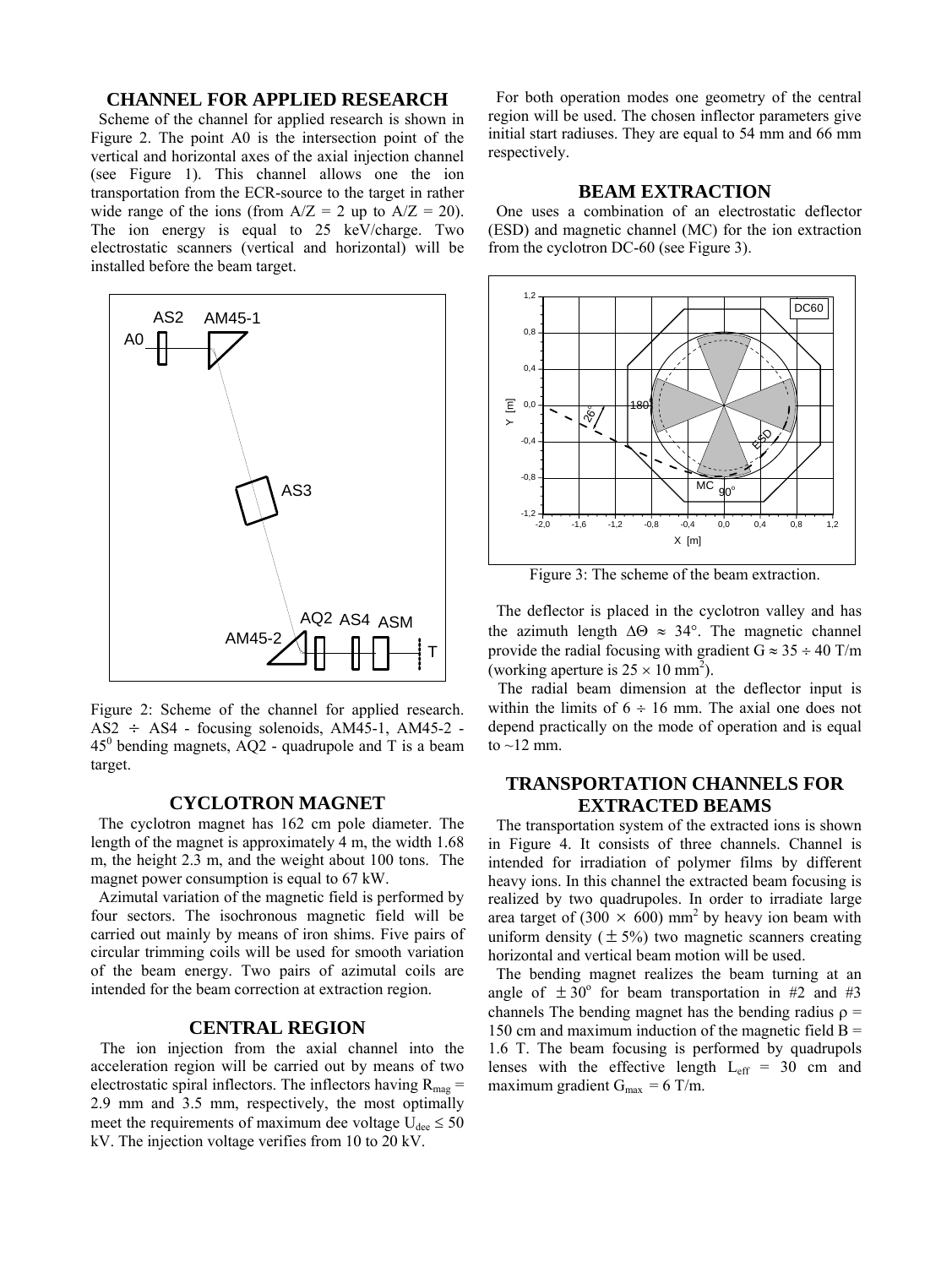## CHANNEL FOR APPLIED RESEARCH

Scheme of the channel for applied research is shown in Figure 2. The point A0 is the intersection point of the vertical and horizontal axes of the axial injection channel (see Figure 1). This channel allows one the ion transportation from the ECR-source to the target in rather wide range of the ions (from A/Z = 2 up to A/Z = 20). The ion energy is equal to 25 keV/charge. Two electrostatic scanners (vertical and horizontal) will be installed before the beam target.

Figure 2: Scheme of the channel for applied research. AS2 ÷ AS4 - focusing solenoids, AM45-1, AM45-2 - $45^0$ bending magnets, AQ2 - quadrupole and T is a beam target.

## CYCLOTRON MAGNET

The cyclotron magnet has 162 cm pole diameter. The length of the magnet is approximately 4 m, the width 1.68 m, the height 2.3 m, and the weight about 100 tons. The magnet power consumption is equal to 67 kW.

Azimutal variation of the magnetic field is performed by four sectors. The isochronous magnetic field will be carried out mainly by means of iron shims. Five pairs of circular trimming coils will be used for smooth variation of the beam energy. Two pairs of azimutal coils are intended for the beam correction at extraction region.

## CENTRAL REGION

The ion injection from the axial channel into the acceleration region will be carried out by means of two electrostatic spiral inflectors. The inflectors having $R_{mag}$ = 2.9 mm and 3.5 mm, respectively, the most optimally meet the requirements of maximum dee voltage $U_{dee} \leq 50$ kV. The injection voltage verifies from 10 to 20 kV.

For both operation modes one geometry of the central region will be used. The chosen inflector parameters give initial start radiuses. They are equal to 54 mm and 66 mm respectively.

## BEAM EXTRACTION

One uses a combination of an electrostatic deflector (ESD) and magnetic channel (MC) for the ion extraction from the cyclotron DC-60 (see Figure 3).

Figure 3: The scheme of the beam extraction.

The deflector is placed in the cyclotron valley and has the azimuth length $\Delta\Theta \approx 34°$. The magnetic channel provide the radial focusing with gradient G ≈ 35 ÷ 40 T/m (working aperture is 25 × 10 $mm^2$).

The radial beam dimension at the deflector input is within the limits of 6 ÷ 16 mm. The axial one does not depend practically on the mode of operation and is equal to ~12 mm.

## TRANSPORTATION CHANNELS FOR EXTRACTED BEAMS

The transportation system of the extracted ions is shown in Figure 4. It consists of three channels. Channel is intended for irradiation of polymer films by different heavy ions. In this channel the extracted beam focusing is realized by two quadrupoles. In order to irradiate large area target of (300 × 600) $mm^2$ by heavy ion beam with uniform density (± 5%) two magnetic scanners creating horizontal and vertical beam motion will be used.

The bending magnet realizes the beam turning at an angle of $\pm 30^o$ for beam transportation in #2 and #3 channels The bending magnet has the bending radius ρ = 150 cm and maximum induction of the magnetic field B = 1.6 T. The beam focusing is performed by quadrupols lenses with the effective length $L_{eff}$ = 30 cm and maximum gradient $G_{max}$ = 6 T/m.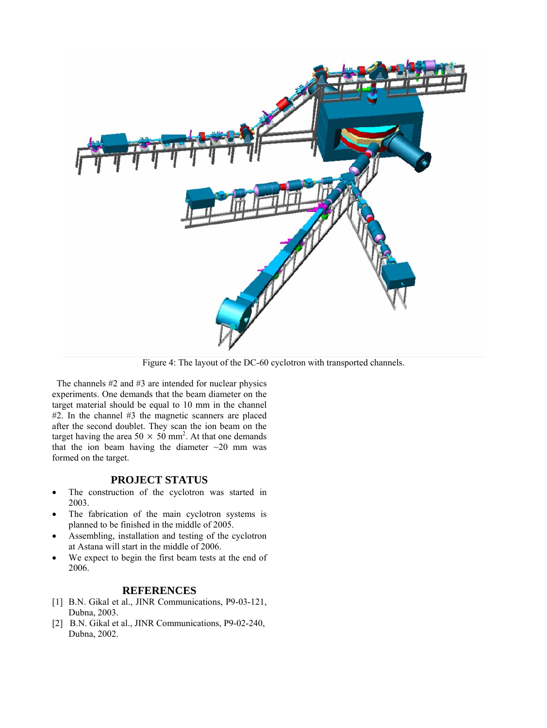Figure 4: The layout of the DC-60 cyclotron with transported channels.

The channels #2 and #3 are intended for nuclear physics experiments. One demands that the beam diameter on the target material should be equal to 10 mm in the channel #2. In the channel #3 the magnetic scanners are placed after the second doublet. They scan the ion beam on the target having the area $50 \times 50$ mm$^2$. At that one demands that the ion beam having the diameter ~20 mm was formed on the target.

## PROJECT STATUS

- The construction of the cyclotron was started in 2003.
- The fabrication of the main cyclotron systems is planned to be finished in the middle of 2005.
- Assembling, installation and testing of the cyclotron at Astana will start in the middle of 2006.
- We expect to begin the first beam tests at the end of 2006.

## REFERENCES

[1] B.N. Gikal et al., JINR Communications, P9-03-121, Dubna, 2003.

[2] B.N. Gikal et al., JINR Communications, P9-02-240, Dubna, 2002.